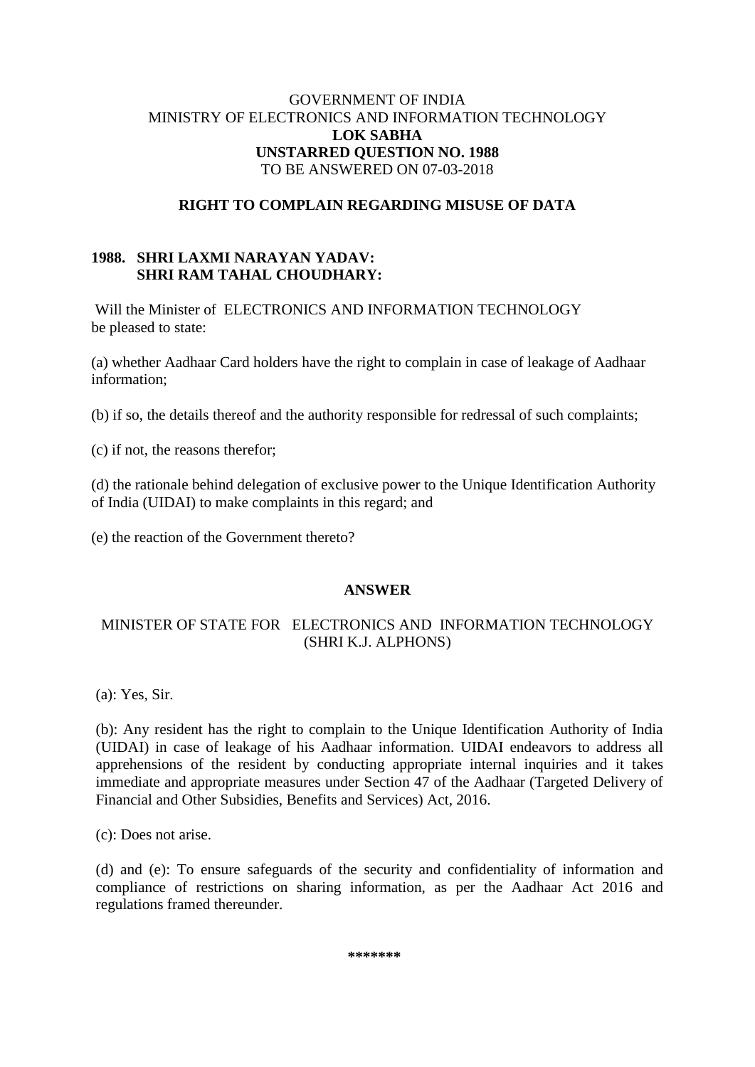GOVERNMENT OF INDIA
MINISTRY OF ELECTRONICS AND INFORMATION TECHNOLOGY
**LOK SABHA**
**UNSTARRED QUESTION NO. 1988**
TO BE ANSWERED ON 07-03-2018

**RIGHT TO COMPLAIN REGARDING MISUSE OF DATA**

**1988. SHRI LAXMI NARAYAN YADAV:**
**SHRI RAM TAHAL CHOUDHARY:**

Will the Minister of ELECTRONICS AND INFORMATION TECHNOLOGY be pleased to state:

(a) whether Aadhaar Card holders have the right to complain in case of leakage of Aadhaar information;

(b) if so, the details thereof and the authority responsible for redressal of such complaints;

(c) if not, the reasons therefor;

(d) the rationale behind delegation of exclusive power to the Unique Identification Authority of India (UIDAI) to make complaints in this regard; and

(e) the reaction of the Government thereto?

**ANSWER**

MINISTER OF STATE FOR ELECTRONICS AND INFORMATION TECHNOLOGY
(SHRI K.J. ALPHONS)

(a): Yes, Sir.

(b): Any resident has the right to complain to the Unique Identification Authority of India (UIDAI) in case of leakage of his Aadhaar information. UIDAI endeavors to address all apprehensions of the resident by conducting appropriate internal inquiries and it takes immediate and appropriate measures under Section 47 of the Aadhaar (Targeted Delivery of Financial and Other Subsidies, Benefits and Services) Act, 2016.

(c): Does not arise.

(d) and (e): To ensure safeguards of the security and confidentiality of information and compliance of restrictions on sharing information, as per the Aadhaar Act 2016 and regulations framed thereunder.

*******